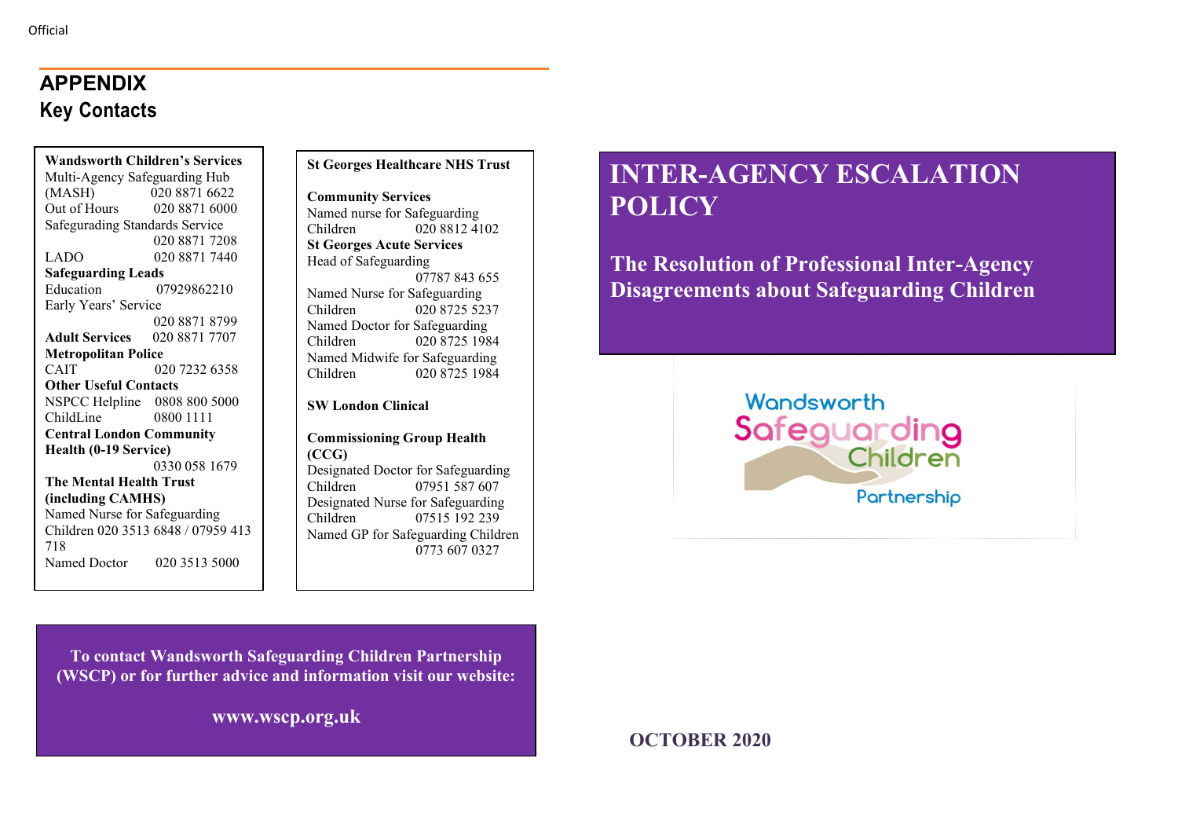Official

# APPENDIX

## Key Contacts

**Wandsworth Children's Services**

Multi-Agency Safeguarding Hub (MASH) 020 8871 6622

Out of Hours 020 8871 6000

Safegurading Standards Service 020 8871 7208

LADO 020 8871 7440

**Safeguarding Leads**

Education 07929862210

Early Years' Service 020 8871 8799

**Adult Services** 020 8871 7707

**Metropolitan Police**

CAIT 020 7232 6358

**Other Useful Contacts**

NSPCC Helpline 0808 800 5000

ChildLine 0800 1111

**Central London Community Health (0-19 Service)**

0330 058 1679

**The Mental Health Trust (including CAMHS)**

Named Nurse for Safeguarding Children 020 3513 6848 / 07959 413 718

Named Doctor 020 3513 5000

**St Georges Healthcare NHS Trust**

**Community Services**

Named nurse for Safeguarding Children 020 8812 4102

**St Georges Acute Services**

Head of Safeguarding 07787 843 655

Named Nurse for Safeguarding Children 020 8725 5237

Named Doctor for Safeguarding Children 020 8725 1984

Named Midwife for Safeguarding Children 020 8725 1984

**SW London Clinical**

**Commissioning Group Health (CCG)**

Designated Doctor for Safeguarding Children 07951 587 607

Designated Nurse for Safeguarding Children 07515 192 239

Named GP for Safeguarding Children 0773 607 0327

**To contact Wandsworth Safeguarding Children Partnership (WSCP) or for further advice and information visit our website:**

**www.wscp.org.uk**

# INTER-AGENCY ESCALATION POLICY

## The Resolution of Professional Inter-Agency Disagreements about Safeguarding Children

Wandsworth Safeguarding Children Partnership

**OCTOBER 2020**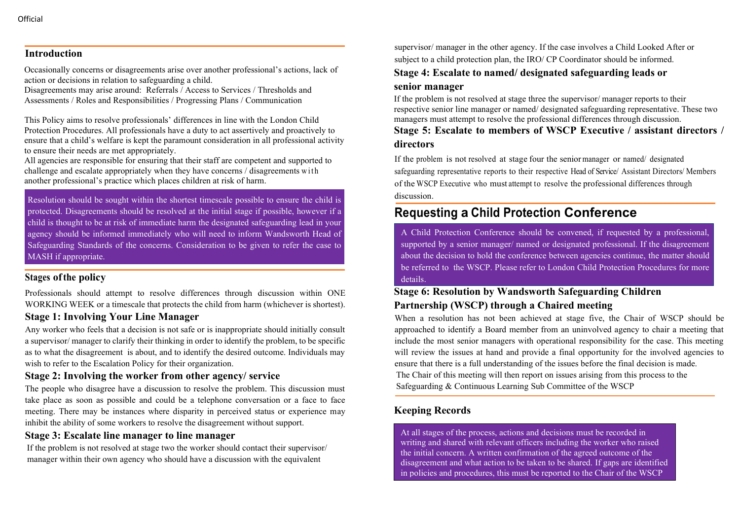## Introduction

Occasionally concerns or disagreements arise over another professional's actions, lack of action or decisions in relation to safeguarding a child.
Disagreements may arise around: Referrals / Access to Services / Thresholds and Assessments / Roles and Responsibilities / Progressing Plans / Communication

This Policy aims to resolve professionals' differences in line with the London Child Protection Procedures. All professionals have a duty to act assertively and proactively to ensure that a child's welfare is kept the paramount consideration in all professional activity to ensure their needs are met appropriately.
All agencies are responsible for ensuring that their staff are competent and supported to challenge and escalate appropriately when they have concerns / disagreements with another professional's practice which places children at risk of harm.

Resolution should be sought within the shortest timescale possible to ensure the child is protected. Disagreements should be resolved at the initial stage if possible, however if a child is thought to be at risk of immediate harm the designated safeguarding lead in your agency should be informed immediately who will need to inform Wandsworth Head of Safeguarding Standards of the concerns. Consideration to be given to refer the case to MASH if appropriate.

## Stages of the policy

Professionals should attempt to resolve differences through discussion within ONE WORKING WEEK or a timescale that protects the child from harm (whichever is shortest).

### Stage 1: Involving Your Line Manager

Any worker who feels that a decision is not safe or is inappropriate should initially consult a supervisor/ manager to clarify their thinking in order to identify the problem, to be specific as to what the disagreement is about, and to identify the desired outcome. Individuals may wish to refer to the Escalation Policy for their organization.

### Stage 2: Involving the worker from other agency/ service

The people who disagree have a discussion to resolve the problem. This discussion must take place as soon as possible and could be a telephone conversation or a face to face meeting. There may be instances where disparity in perceived status or experience may inhibit the ability of some workers to resolve the disagreement without support.

### Stage 3: Escalate line manager to line manager

If the problem is not resolved at stage two the worker should contact their supervisor/ manager within their own agency who should have a discussion with the equivalent supervisor/ manager in the other agency. If the case involves a Child Looked After or subject to a child protection plan, the IRO/ CP Coordinator should be informed.

### Stage 4: Escalate to named/ designated safeguarding leads or senior manager

If the problem is not resolved at stage three the supervisor/ manager reports to their respective senior line manager or named/ designated safeguarding representative. These two managers must attempt to resolve the professional differences through discussion.

### Stage 5: Escalate to members of WSCP Executive / assistant directors / directors

If the problem is not resolved at stage four the senior manager or named/ designated safeguarding representative reports to their respective Head of Service/ Assistant Directors/ Members of the WSCP Executive who must attempt to resolve the professional differences through discussion.

## Requesting a Child Protection Conference

A Child Protection Conference should be convened, if requested by a professional, supported by a senior manager/ named or designated professional. If the disagreement about the decision to hold the conference between agencies continue, the matter should be referred to the WSCP. Please refer to London Child Protection Procedures for more details.

### Stage 6: Resolution by Wandsworth Safeguarding Children Partnership (WSCP) through a Chaired meeting

When a resolution has not been achieved at stage five, the Chair of WSCP should be approached to identify a Board member from an uninvolved agency to chair a meeting that include the most senior managers with operational responsibility for the case. This meeting will review the issues at hand and provide a final opportunity for the involved agencies to ensure that there is a full understanding of the issues before the final decision is made.
The Chair of this meeting will then report on issues arising from this process to the Safeguarding & Continuous Learning Sub Committee of the WSCP

## Keeping Records

At all stages of the process, actions and decisions must be recorded in writing and shared with relevant officers including the worker who raised the initial concern. A written confirmation of the agreed outcome of the disagreement and what action to be taken to be shared. If gaps are identified in policies and procedures, this must be reported to the Chair of the WSCP